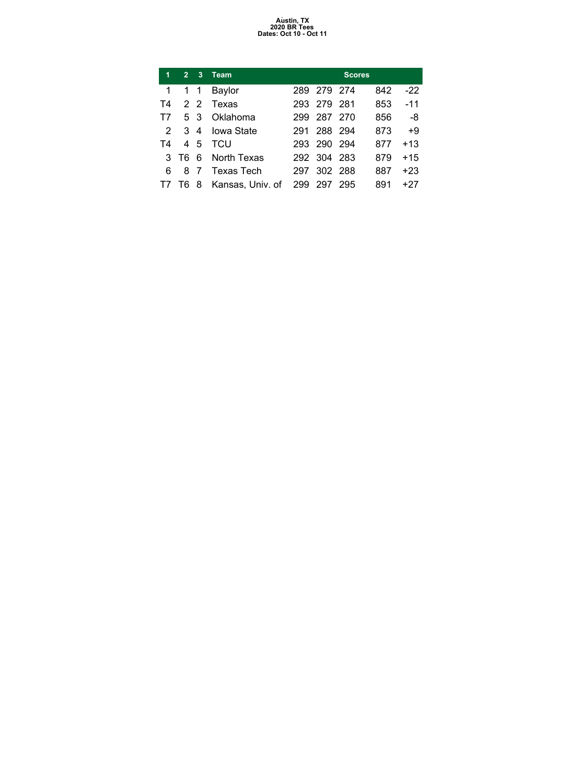**Austin, TX**
**2020 BR Tees**
**Dates: Oct 10 - Oct 11**

| 1 | 2 | 3 | Team | Scores | | | | |
|---|---|---|---|---|---|---|---|---|
| 1 | 1 | 1 | Baylor | 289 | 279 | 274 | 842 | -22 |
| T4 | 2 | 2 | Texas | 293 | 279 | 281 | 853 | -11 |
| T7 | 5 | 3 | Oklahoma | 299 | 287 | 270 | 856 | -8 |
| 2 | 3 | 4 | Iowa State | 291 | 288 | 294 | 873 | +9 |
| T4 | 4 | 5 | TCU | 293 | 290 | 294 | 877 | +13 |
| 3 | T6 | 6 | North Texas | 292 | 304 | 283 | 879 | +15 |
| 6 | 8 | 7 | Texas Tech | 297 | 302 | 288 | 887 | +23 |
| T7 | T6 | 8 | Kansas, Univ. of | 299 | 297 | 295 | 891 | +27 |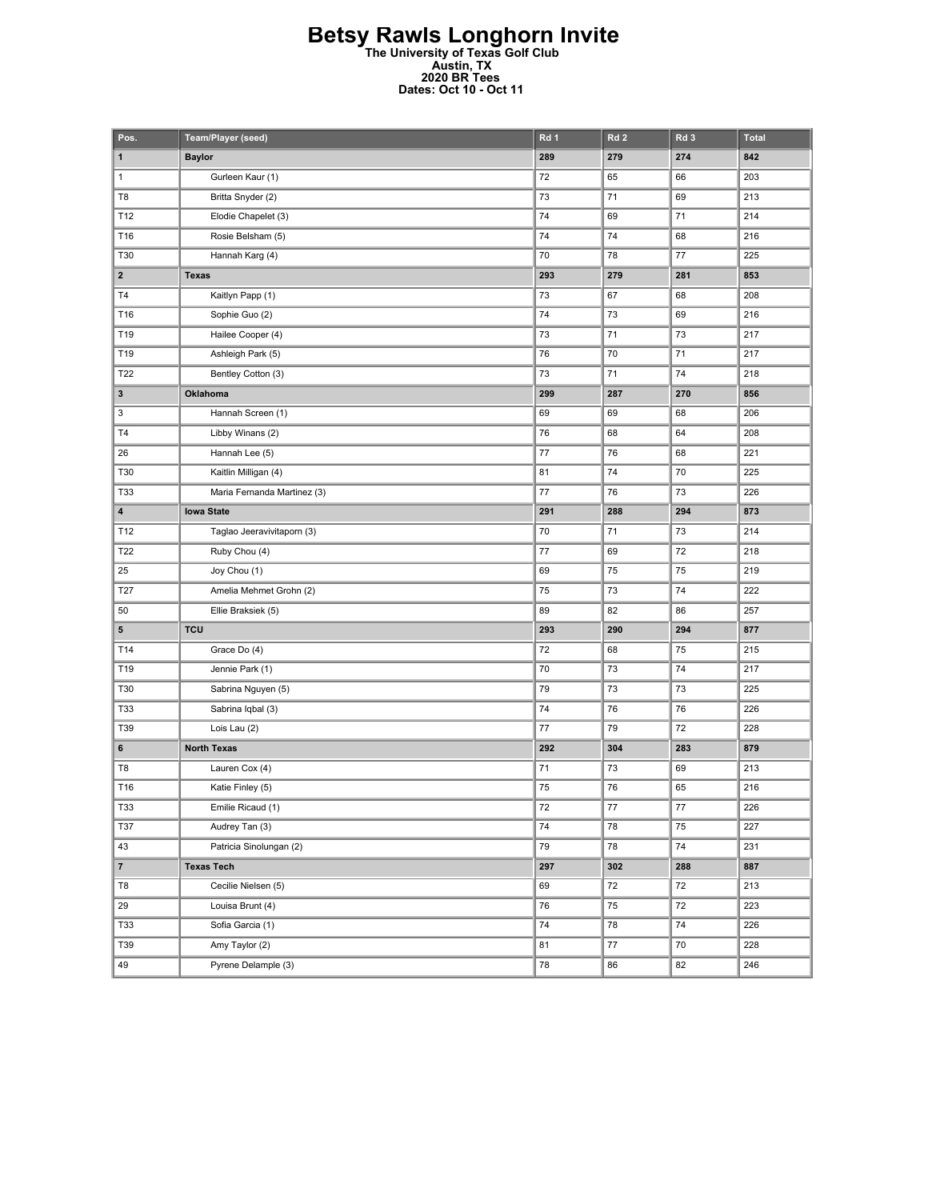# Betsy Rawls Longhorn Invite

**The University of Texas Golf Club**
**Austin, TX**
**2020 BR Tees**
**Dates: Oct 10 - Oct 11**

| Pos. | Team/Player (seed) | Rd 1 | Rd 2 | Rd 3 | Total |
|---|---|---|---|---|---|
| **1** | **Baylor** | **289** | **279** | **274** | **842** |
| 1 | Gurleen Kaur (1) | 72 | 65 | 66 | 203 |
| T8 | Britta Snyder (2) | 73 | 71 | 69 | 213 |
| T12 | Elodie Chapelet (3) | 74 | 69 | 71 | 214 |
| T16 | Rosie Belsham (5) | 74 | 74 | 68 | 216 |
| T30 | Hannah Karg (4) | 70 | 78 | 77 | 225 |
| **2** | **Texas** | **293** | **279** | **281** | **853** |
| T4 | Kaitlyn Papp (1) | 73 | 67 | 68 | 208 |
| T16 | Sophie Guo (2) | 74 | 73 | 69 | 216 |
| T19 | Hailee Cooper (4) | 73 | 71 | 73 | 217 |
| T19 | Ashleigh Park (5) | 76 | 70 | 71 | 217 |
| T22 | Bentley Cotton (3) | 73 | 71 | 74 | 218 |
| **3** | **Oklahoma** | **299** | **287** | **270** | **856** |
| 3 | Hannah Screen (1) | 69 | 69 | 68 | 206 |
| T4 | Libby Winans (2) | 76 | 68 | 64 | 208 |
| 26 | Hannah Lee (5) | 77 | 76 | 68 | 221 |
| T30 | Kaitlin Milligan (4) | 81 | 74 | 70 | 225 |
| T33 | Maria Fernanda Martinez (3) | 77 | 76 | 73 | 226 |
| **4** | **Iowa State** | **291** | **288** | **294** | **873** |
| T12 | Taglao Jeeravivitaporn (3) | 70 | 71 | 73 | 214 |
| T22 | Ruby Chou (4) | 77 | 69 | 72 | 218 |
| 25 | Joy Chou (1) | 69 | 75 | 75 | 219 |
| T27 | Amelia Mehmet Grohn (2) | 75 | 73 | 74 | 222 |
| 50 | Ellie Braksiek (5) | 89 | 82 | 86 | 257 |
| **5** | **TCU** | **293** | **290** | **294** | **877** |
| T14 | Grace Do (4) | 72 | 68 | 75 | 215 |
| T19 | Jennie Park (1) | 70 | 73 | 74 | 217 |
| T30 | Sabrina Nguyen (5) | 79 | 73 | 73 | 225 |
| T33 | Sabrina Iqbal (3) | 74 | 76 | 76 | 226 |
| T39 | Lois Lau (2) | 77 | 79 | 72 | 228 |
| **6** | **North Texas** | **292** | **304** | **283** | **879** |
| T8 | Lauren Cox (4) | 71 | 73 | 69 | 213 |
| T16 | Katie Finley (5) | 75 | 76 | 65 | 216 |
| T33 | Emilie Ricaud (1) | 72 | 77 | 77 | 226 |
| T37 | Audrey Tan (3) | 74 | 78 | 75 | 227 |
| 43 | Patricia Sinolungan (2) | 79 | 78 | 74 | 231 |
| **7** | **Texas Tech** | **297** | **302** | **288** | **887** |
| T8 | Cecilie Nielsen (5) | 69 | 72 | 72 | 213 |
| 29 | Louisa Brunt (4) | 76 | 75 | 72 | 223 |
| T33 | Sofia Garcia (1) | 74 | 78 | 74 | 226 |
| T39 | Amy Taylor (2) | 81 | 77 | 70 | 228 |
| 49 | Pyrene Delample (3) | 78 | 86 | 82 | 246 |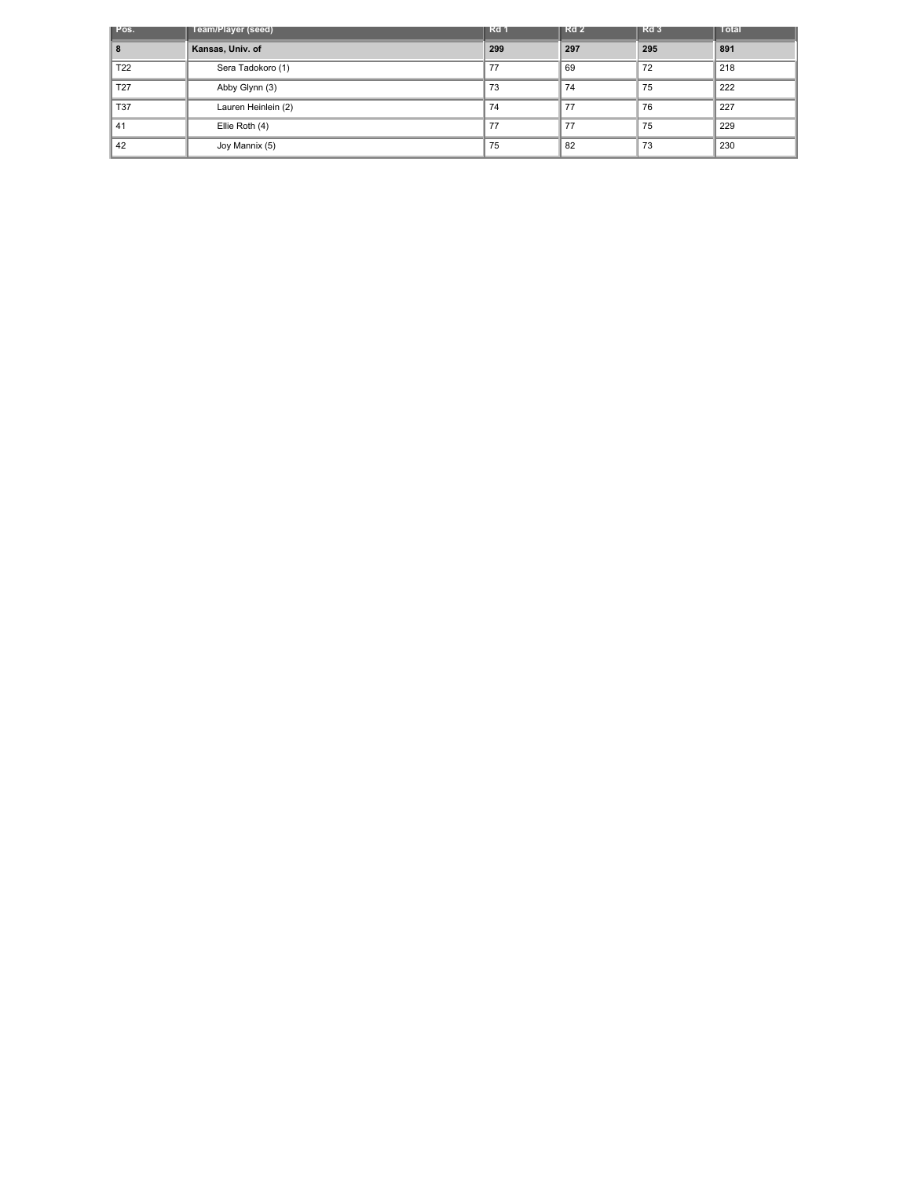| Pos. | Team/Player (seed) | Rd 1 | Rd 2 | Rd 3 | Total |
|---|---|---|---|---|---|
| **8** | **Kansas, Univ. of** | **299** | **297** | **295** | **891** |
| T22 | Sera Tadokoro (1) | 77 | 69 | 72 | 218 |
| T27 | Abby Glynn (3) | 73 | 74 | 75 | 222 |
| T37 | Lauren Heinlein (2) | 74 | 77 | 76 | 227 |
| 41 | Ellie Roth (4) | 77 | 77 | 75 | 229 |
| 42 | Joy Mannix (5) | 75 | 82 | 73 | 230 |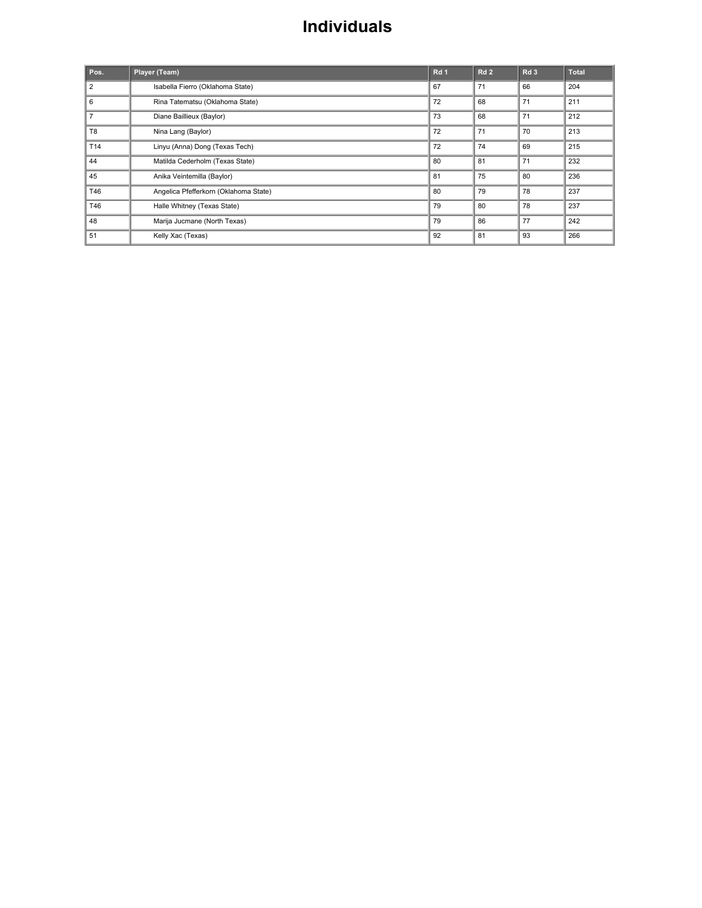# Individuals

| Pos. | Player (Team) | Rd 1 | Rd 2 | Rd 3 | Total |
|---|---|---|---|---|---|
| 2 | Isabella Fierro (Oklahoma State) | 67 | 71 | 66 | 204 |
| 6 | Rina Tatematsu (Oklahoma State) | 72 | 68 | 71 | 211 |
| 7 | Diane Baillieux (Baylor) | 73 | 68 | 71 | 212 |
| T8 | Nina Lang (Baylor) | 72 | 71 | 70 | 213 |
| T14 | Linyu (Anna) Dong (Texas Tech) | 72 | 74 | 69 | 215 |
| 44 | Matilda Cederholm (Texas State) | 80 | 81 | 71 | 232 |
| 45 | Anika Veintemilla (Baylor) | 81 | 75 | 80 | 236 |
| T46 | Angelica Pfefferkorn (Oklahoma State) | 80 | 79 | 78 | 237 |
| T46 | Halle Whitney (Texas State) | 79 | 80 | 78 | 237 |
| 48 | Marija Jucmane (North Texas) | 79 | 86 | 77 | 242 |
| 51 | Kelly Xac (Texas) | 92 | 81 | 93 | 266 |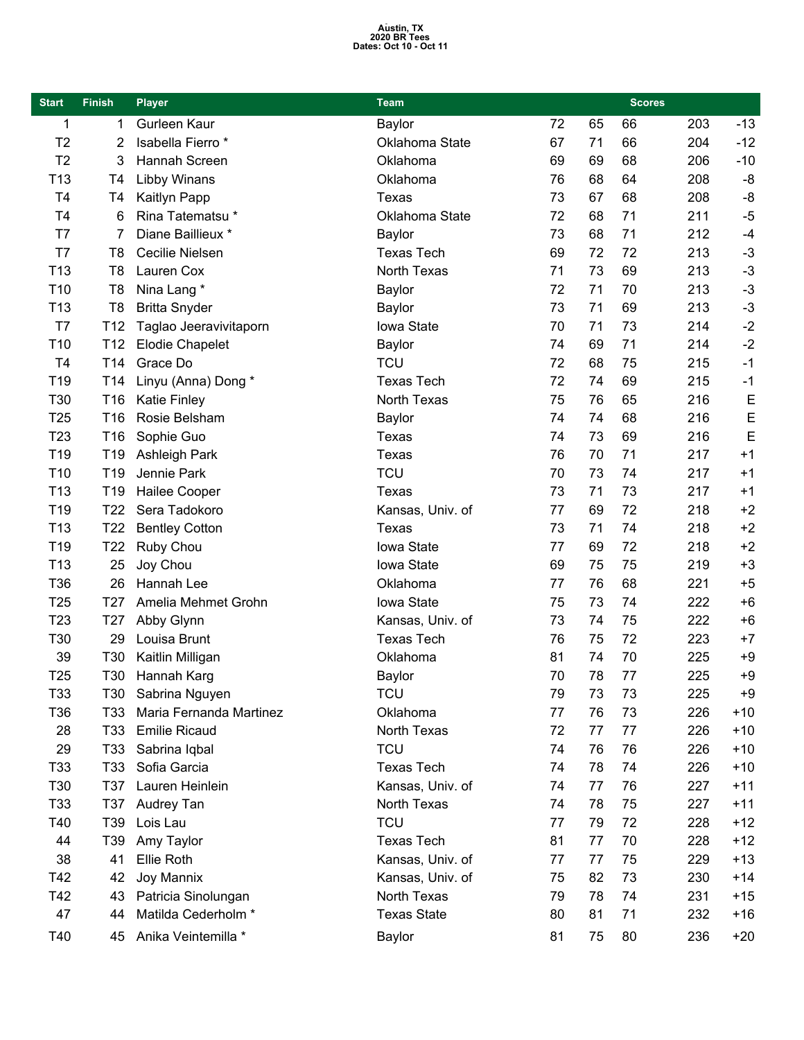Austin, TX
2020 BR Tees
Dates: Oct 10 - Oct 11

| Start | Finish | Player | Team | Scores | | | | |
|---|---|---|---|---|---|---|---|---|
| 1 | 1 | Gurleen Kaur | Baylor | 72 | 65 | 66 | 203 | -13 |
| T2 | 2 | Isabella Fierro * | Oklahoma State | 67 | 71 | 66 | 204 | -12 |
| T2 | 3 | Hannah Screen | Oklahoma | 69 | 69 | 68 | 206 | -10 |
| T13 | T4 | Libby Winans | Oklahoma | 76 | 68 | 64 | 208 | -8 |
| T4 | T4 | Kaitlyn Papp | Texas | 73 | 67 | 68 | 208 | -8 |
| T4 | 6 | Rina Tatematsu * | Oklahoma State | 72 | 68 | 71 | 211 | -5 |
| T7 | 7 | Diane Baillieux * | Baylor | 73 | 68 | 71 | 212 | -4 |
| T7 | T8 | Cecilie Nielsen | Texas Tech | 69 | 72 | 72 | 213 | -3 |
| T13 | T8 | Lauren Cox | North Texas | 71 | 73 | 69 | 213 | -3 |
| T10 | T8 | Nina Lang * | Baylor | 72 | 71 | 70 | 213 | -3 |
| T13 | T8 | Britta Snyder | Baylor | 73 | 71 | 69 | 213 | -3 |
| T7 | T12 | Taglao Jeeravivitaporn | Iowa State | 70 | 71 | 73 | 214 | -2 |
| T10 | T12 | Elodie Chapelet | Baylor | 74 | 69 | 71 | 214 | -2 |
| T4 | T14 | Grace Do | TCU | 72 | 68 | 75 | 215 | -1 |
| T19 | T14 | Linyu (Anna) Dong * | Texas Tech | 72 | 74 | 69 | 215 | -1 |
| T30 | T16 | Katie Finley | North Texas | 75 | 76 | 65 | 216 | E |
| T25 | T16 | Rosie Belsham | Baylor | 74 | 74 | 68 | 216 | E |
| T23 | T16 | Sophie Guo | Texas | 74 | 73 | 69 | 216 | E |
| T19 | T19 | Ashleigh Park | Texas | 76 | 70 | 71 | 217 | +1 |
| T10 | T19 | Jennie Park | TCU | 70 | 73 | 74 | 217 | +1 |
| T13 | T19 | Hailee Cooper | Texas | 73 | 71 | 73 | 217 | +1 |
| T19 | T22 | Sera Tadokoro | Kansas, Univ. of | 77 | 69 | 72 | 218 | +2 |
| T13 | T22 | Bentley Cotton | Texas | 73 | 71 | 74 | 218 | +2 |
| T19 | T22 | Ruby Chou | Iowa State | 77 | 69 | 72 | 218 | +2 |
| T13 | 25 | Joy Chou | Iowa State | 69 | 75 | 75 | 219 | +3 |
| T36 | 26 | Hannah Lee | Oklahoma | 77 | 76 | 68 | 221 | +5 |
| T25 | T27 | Amelia Mehmet Grohn | Iowa State | 75 | 73 | 74 | 222 | +6 |
| T23 | T27 | Abby Glynn | Kansas, Univ. of | 73 | 74 | 75 | 222 | +6 |
| T30 | 29 | Louisa Brunt | Texas Tech | 76 | 75 | 72 | 223 | +7 |
| 39 | T30 | Kaitlin Milligan | Oklahoma | 81 | 74 | 70 | 225 | +9 |
| T25 | T30 | Hannah Karg | Baylor | 70 | 78 | 77 | 225 | +9 |
| T33 | T30 | Sabrina Nguyen | TCU | 79 | 73 | 73 | 225 | +9 |
| T36 | T33 | Maria Fernanda Martinez | Oklahoma | 77 | 76 | 73 | 226 | +10 |
| 28 | T33 | Emilie Ricaud | North Texas | 72 | 77 | 77 | 226 | +10 |
| 29 | T33 | Sabrina Iqbal | TCU | 74 | 76 | 76 | 226 | +10 |
| T33 | T33 | Sofia Garcia | Texas Tech | 74 | 78 | 74 | 226 | +10 |
| T30 | T37 | Lauren Heinlein | Kansas, Univ. of | 74 | 77 | 76 | 227 | +11 |
| T33 | T37 | Audrey Tan | North Texas | 74 | 78 | 75 | 227 | +11 |
| T40 | T39 | Lois Lau | TCU | 77 | 79 | 72 | 228 | +12 |
| 44 | T39 | Amy Taylor | Texas Tech | 81 | 77 | 70 | 228 | +12 |
| 38 | 41 | Ellie Roth | Kansas, Univ. of | 77 | 77 | 75 | 229 | +13 |
| T42 | 42 | Joy Mannix | Kansas, Univ. of | 75 | 82 | 73 | 230 | +14 |
| T42 | 43 | Patricia Sinolungan | North Texas | 79 | 78 | 74 | 231 | +15 |
| 47 | 44 | Matilda Cederholm * | Texas State | 80 | 81 | 71 | 232 | +16 |
| T40 | 45 | Anika Veintemilla * | Baylor | 81 | 75 | 80 | 236 | +20 |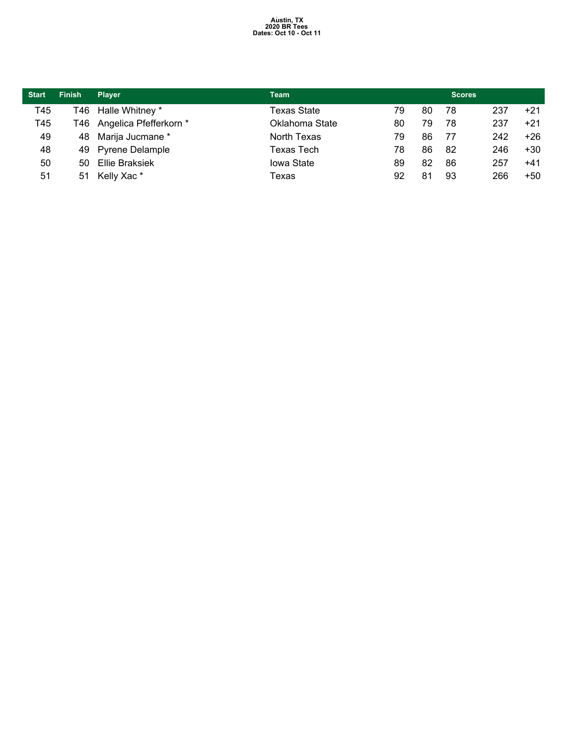Austin, TX
2020 BR Tees
Dates: Oct 10 - Oct 11

| Start | Finish | Player | Team | Scores | | | | |
|---|---|---|---|---|---|---|---|---|
| T45 | T46 | Halle Whitney * | Texas State | 79 | 80 | 78 | 237 | +21 |
| T45 | T46 | Angelica Pfefferkorn * | Oklahoma State | 80 | 79 | 78 | 237 | +21 |
| 49 | 48 | Marija Jucmane * | North Texas | 79 | 86 | 77 | 242 | +26 |
| 48 | 49 | Pyrene Delample | Texas Tech | 78 | 86 | 82 | 246 | +30 |
| 50 | 50 | Ellie Braksiek | Iowa State | 89 | 82 | 86 | 257 | +41 |
| 51 | 51 | Kelly Xac * | Texas | 92 | 81 | 93 | 266 | +50 |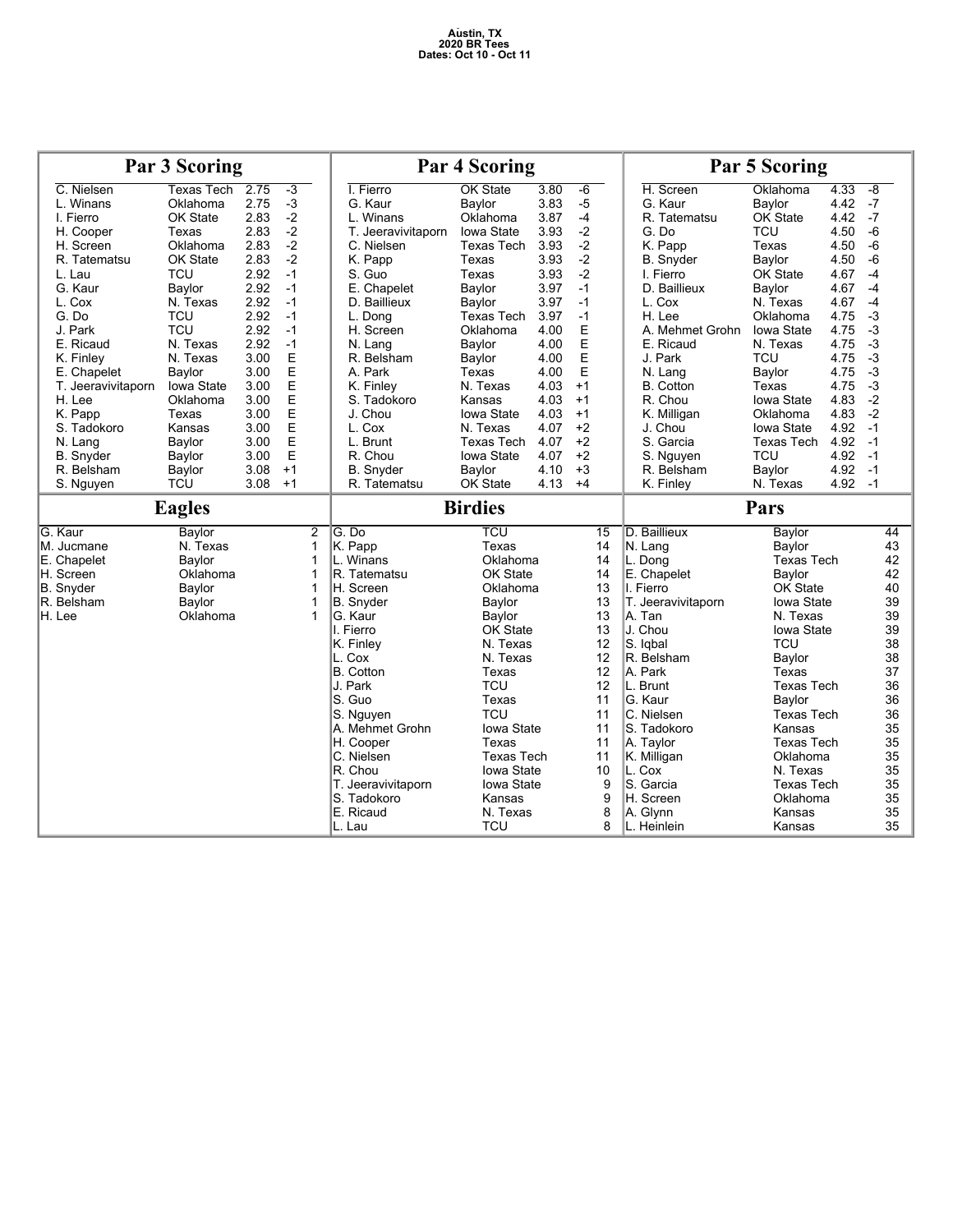**Austin, TX**
**2020 BR Tees**
**Dates: Oct 10 - Oct 11**

## Par 3 Scoring

| | | | |
|---|---|---|---|
| C. Nielsen | Texas Tech | 2.75 | -3 |
| L. Winans | Oklahoma | 2.75 | -3 |
| I. Fierro | OK State | 2.83 | -2 |
| H. Cooper | Texas | 2.83 | -2 |
| H. Screen | Oklahoma | 2.83 | -2 |
| R. Tatematsu | OK State | 2.83 | -2 |
| L. Lau | TCU | 2.92 | -1 |
| G. Kaur | Baylor | 2.92 | -1 |
| L. Cox | N. Texas | 2.92 | -1 |
| G. Do | TCU | 2.92 | -1 |
| J. Park | TCU | 2.92 | -1 |
| E. Ricaud | N. Texas | 2.92 | -1 |
| K. Finley | N. Texas | 3.00 | E |
| E. Chapelet | Baylor | 3.00 | E |
| T. Jeeravivitaporn | Iowa State | 3.00 | E |
| H. Lee | Oklahoma | 3.00 | E |
| K. Papp | Texas | 3.00 | E |
| S. Tadokoro | Kansas | 3.00 | E |
| N. Lang | Baylor | 3.00 | E |
| B. Snyder | Baylor | 3.00 | E |
| R. Belsham | Baylor | 3.08 | +1 |
| S. Nguyen | TCU | 3.08 | +1 |

## Par 4 Scoring

| | | | |
|---|---|---|---|
| I. Fierro | OK State | 3.80 | -6 |
| G. Kaur | Baylor | 3.83 | -5 |
| L. Winans | Oklahoma | 3.87 | -4 |
| T. Jeeravivitaporn | Iowa State | 3.93 | -2 |
| C. Nielsen | Texas Tech | 3.93 | -2 |
| K. Papp | Texas | 3.93 | -2 |
| S. Guo | Texas | 3.93 | -2 |
| E. Chapelet | Baylor | 3.97 | -1 |
| D. Baillieux | Baylor | 3.97 | -1 |
| L. Dong | Texas Tech | 3.97 | -1 |
| H. Screen | Oklahoma | 4.00 | E |
| N. Lang | Baylor | 4.00 | E |
| R. Belsham | Baylor | 4.00 | E |
| A. Park | Texas | 4.00 | E |
| K. Finley | N. Texas | 4.03 | +1 |
| S. Tadokoro | Kansas | 4.03 | +1 |
| J. Chou | Iowa State | 4.03 | +1 |
| L. Cox | N. Texas | 4.07 | +2 |
| L. Brunt | Texas Tech | 4.07 | +2 |
| R. Chou | Iowa State | 4.07 | +2 |
| B. Snyder | Baylor | 4.10 | +3 |
| R. Tatematsu | OK State | 4.13 | +4 |

## Par 5 Scoring

| | | | |
|---|---|---|---|
| H. Screen | Oklahoma | 4.33 | -8 |
| G. Kaur | Baylor | 4.42 | -7 |
| R. Tatematsu | OK State | 4.42 | -7 |
| G. Do | TCU | 4.50 | -6 |
| K. Papp | Texas | 4.50 | -6 |
| B. Snyder | Baylor | 4.50 | -6 |
| I. Fierro | OK State | 4.67 | -4 |
| D. Baillieux | Baylor | 4.67 | -4 |
| L. Cox | N. Texas | 4.67 | -4 |
| H. Lee | Oklahoma | 4.75 | -3 |
| A. Mehmet Grohn | Iowa State | 4.75 | -3 |
| E. Ricaud | N. Texas | 4.75 | -3 |
| J. Park | TCU | 4.75 | -3 |
| N. Lang | Baylor | 4.75 | -3 |
| B. Cotton | Texas | 4.75 | -3 |
| R. Chou | Iowa State | 4.83 | -2 |
| K. Milligan | Oklahoma | 4.83 | -2 |
| J. Chou | Iowa State | 4.92 | -1 |
| S. Garcia | Texas Tech | 4.92 | -1 |
| S. Nguyen | TCU | 4.92 | -1 |
| R. Belsham | Baylor | 4.92 | -1 |
| K. Finley | N. Texas | 4.92 | -1 |

## Eagles

| | | |
|---|---|---|
| G. Kaur | Baylor | 2 |
| M. Jucmane | N. Texas | 1 |
| E. Chapelet | Baylor | 1 |
| H. Screen | Oklahoma | 1 |
| B. Snyder | Baylor | 1 |
| R. Belsham | Baylor | 1 |
| H. Lee | Oklahoma | 1 |

## Birdies

| | | |
|---|---|---|
| G. Do | TCU | 15 |
| K. Papp | Texas | 14 |
| L. Winans | Oklahoma | 14 |
| R. Tatematsu | OK State | 14 |
| H. Screen | Oklahoma | 13 |
| B. Snyder | Baylor | 13 |
| G. Kaur | Baylor | 13 |
| I. Fierro | OK State | 13 |
| K. Finley | N. Texas | 12 |
| L. Cox | N. Texas | 12 |
| B. Cotton | Texas | 12 |
| J. Park | TCU | 12 |
| S. Guo | Texas | 11 |
| S. Nguyen | TCU | 11 |
| A. Mehmet Grohn | Iowa State | 11 |
| H. Cooper | Texas | 11 |
| C. Nielsen | Texas Tech | 11 |
| R. Chou | Iowa State | 10 |
| T. Jeeravivitaporn | Iowa State | 9 |
| S. Tadokoro | Kansas | 9 |
| E. Ricaud | N. Texas | 8 |
| L. Lau | TCU | 8 |

## Pars

| | | |
|---|---|---|
| D. Baillieux | Baylor | 44 |
| N. Lang | Baylor | 43 |
| L. Dong | Texas Tech | 42 |
| E. Chapelet | Baylor | 42 |
| I. Fierro | OK State | 40 |
| T. Jeeravivitaporn | Iowa State | 39 |
| A. Tan | N. Texas | 39 |
| J. Chou | Iowa State | 39 |
| S. Iqbal | TCU | 38 |
| R. Belsham | Baylor | 38 |
| A. Park | Texas | 37 |
| L. Brunt | Texas Tech | 36 |
| G. Kaur | Baylor | 36 |
| C. Nielsen | Texas Tech | 36 |
| S. Tadokoro | Kansas | 35 |
| A. Taylor | Texas Tech | 35 |
| K. Milligan | Oklahoma | 35 |
| L. Cox | N. Texas | 35 |
| S. Garcia | Texas Tech | 35 |
| H. Screen | Oklahoma | 35 |
| A. Glynn | Kansas | 35 |
| L. Heinlein | Kansas | 35 |